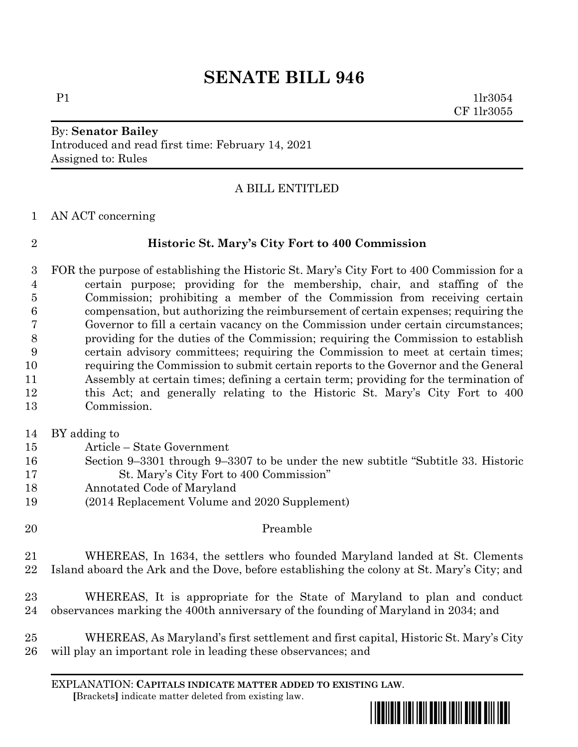# SENATE BILL 946

P1 1lr3054
CF 1lr3055

By: **Senator Bailey**
Introduced and read first time: February 14, 2021
Assigned to: Rules

A BILL ENTITLED

AN ACT concerning

**Historic St. Mary's City Fort to 400 Commission**

FOR the purpose of establishing the Historic St. Mary's City Fort to 400 Commission for a certain purpose; providing for the membership, chair, and staffing of the Commission; prohibiting a member of the Commission from receiving certain compensation, but authorizing the reimbursement of certain expenses; requiring the Governor to fill a certain vacancy on the Commission under certain circumstances; providing for the duties of the Commission; requiring the Commission to establish certain advisory committees; requiring the Commission to meet at certain times; requiring the Commission to submit certain reports to the Governor and the General Assembly at certain times; defining a certain term; providing for the termination of this Act; and generally relating to the Historic St. Mary's City Fort to 400 Commission.

BY adding to
Article – State Government
Section 9–3301 through 9–3307 to be under the new subtitle "Subtitle 33. Historic St. Mary's City Fort to 400 Commission"
Annotated Code of Maryland
(2014 Replacement Volume and 2020 Supplement)

Preamble

WHEREAS, In 1634, the settlers who founded Maryland landed at St. Clements Island aboard the Ark and the Dove, before establishing the colony at St. Mary's City; and

WHEREAS, It is appropriate for the State of Maryland to plan and conduct observances marking the 400th anniversary of the founding of Maryland in 2034; and

WHEREAS, As Maryland's first settlement and first capital, Historic St. Mary's City will play an important role in leading these observances; and

EXPLANATION: **CAPITALS INDICATE MATTER ADDED TO EXISTING LAW**.
**[**Brackets**]** indicate matter deleted from existing law.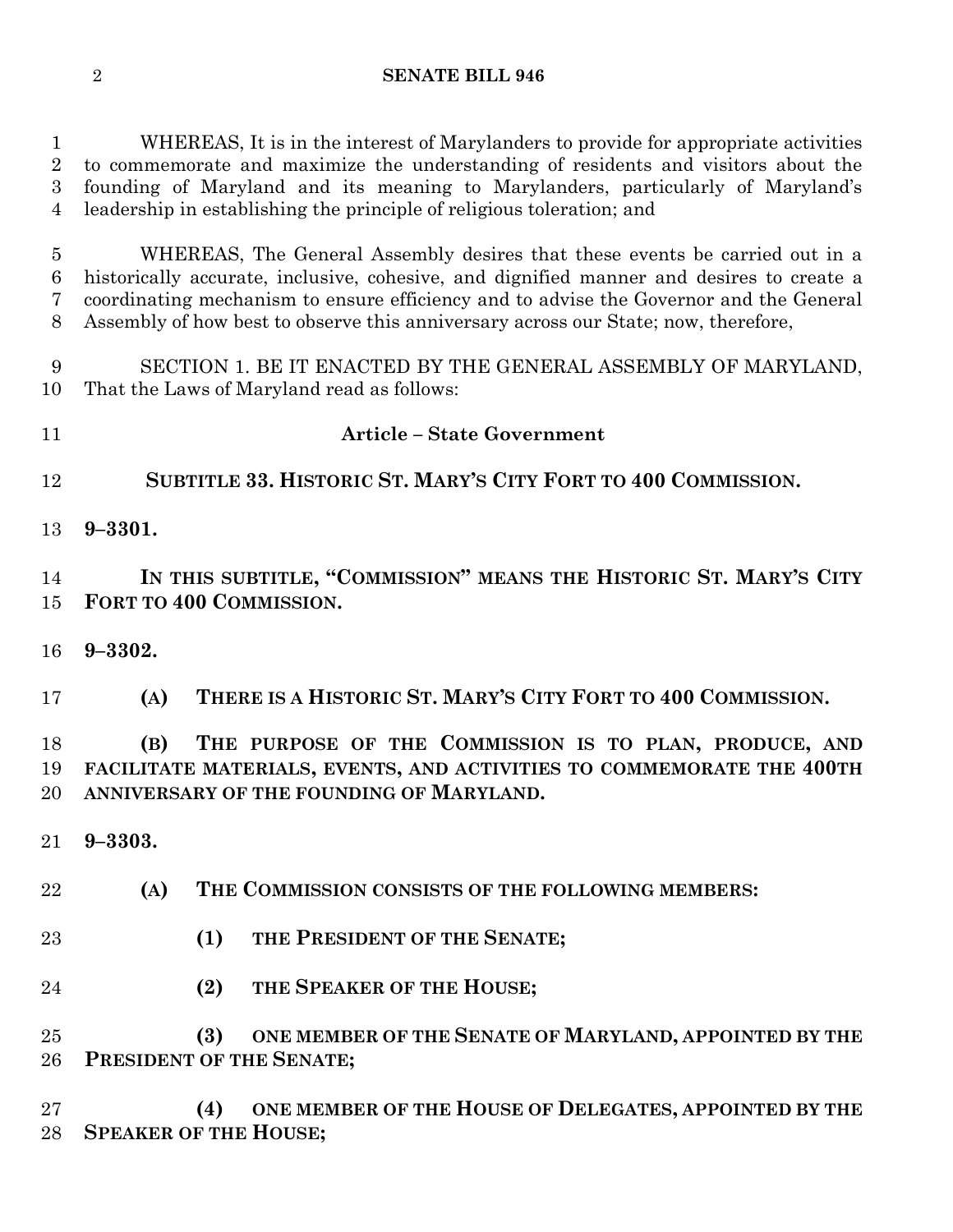WHEREAS, It is in the interest of Marylanders to provide for appropriate activities to commemorate and maximize the understanding of residents and visitors about the founding of Maryland and its meaning to Marylanders, particularly of Maryland's leadership in establishing the principle of religious toleration; and

WHEREAS, The General Assembly desires that these events be carried out in a historically accurate, inclusive, cohesive, and dignified manner and desires to create a coordinating mechanism to ensure efficiency and to advise the Governor and the General Assembly of how best to observe this anniversary across our State; now, therefore,

SECTION 1. BE IT ENACTED BY THE GENERAL ASSEMBLY OF MARYLAND, That the Laws of Maryland read as follows:

**Article – State Government**

**SUBTITLE 33. HISTORIC ST. MARY'S CITY FORT TO 400 COMMISSION.**

**9–3301.**

**IN THIS SUBTITLE, "COMMISSION" MEANS THE HISTORIC ST. MARY'S CITY FORT TO 400 COMMISSION.**

**9–3302.**

**(A) THERE IS A HISTORIC ST. MARY'S CITY FORT TO 400 COMMISSION.**

**(B) THE PURPOSE OF THE COMMISSION IS TO PLAN, PRODUCE, AND FACILITATE MATERIALS, EVENTS, AND ACTIVITIES TO COMMEMORATE THE 400TH ANNIVERSARY OF THE FOUNDING OF MARYLAND.**

**9–3303.**

**(A) THE COMMISSION CONSISTS OF THE FOLLOWING MEMBERS:**

**(1) THE PRESIDENT OF THE SENATE;**

**(2) THE SPEAKER OF THE HOUSE;**

**(3) ONE MEMBER OF THE SENATE OF MARYLAND, APPOINTED BY THE PRESIDENT OF THE SENATE;**

**(4) ONE MEMBER OF THE HOUSE OF DELEGATES, APPOINTED BY THE SPEAKER OF THE HOUSE;**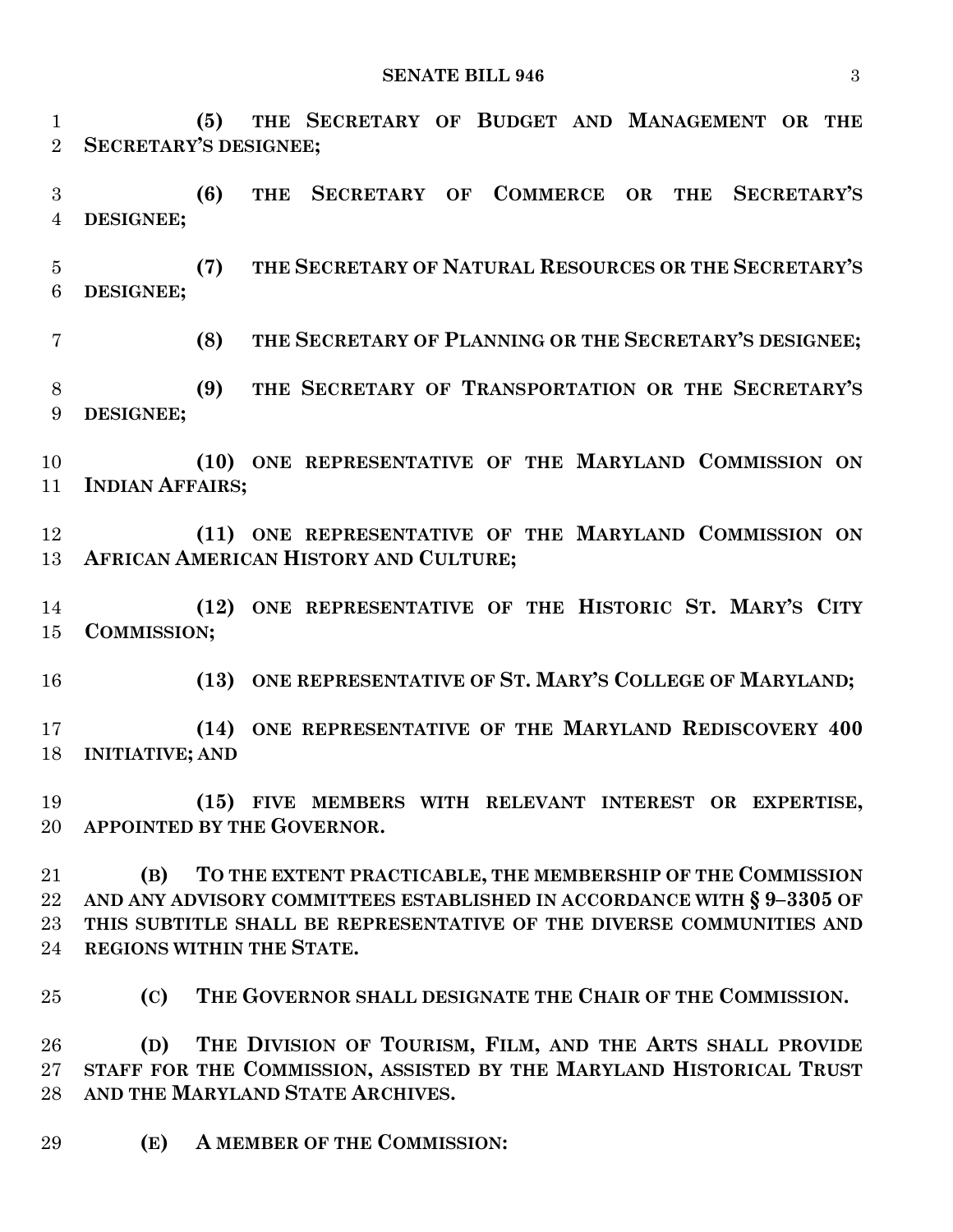**(5) THE SECRETARY OF BUDGET AND MANAGEMENT OR THE SECRETARY'S DESIGNEE;**

**(6) THE SECRETARY OF COMMERCE OR THE SECRETARY'S DESIGNEE;**

**(7) THE SECRETARY OF NATURAL RESOURCES OR THE SECRETARY'S DESIGNEE;**

**(8) THE SECRETARY OF PLANNING OR THE SECRETARY'S DESIGNEE;**

**(9) THE SECRETARY OF TRANSPORTATION OR THE SECRETARY'S DESIGNEE;**

**(10) ONE REPRESENTATIVE OF THE MARYLAND COMMISSION ON INDIAN AFFAIRS;**

**(11) ONE REPRESENTATIVE OF THE MARYLAND COMMISSION ON AFRICAN AMERICAN HISTORY AND CULTURE;**

**(12) ONE REPRESENTATIVE OF THE HISTORIC ST. MARY'S CITY COMMISSION;**

**(13) ONE REPRESENTATIVE OF ST. MARY'S COLLEGE OF MARYLAND;**

**(14) ONE REPRESENTATIVE OF THE MARYLAND REDISCOVERY 400 INITIATIVE; AND**

**(15) FIVE MEMBERS WITH RELEVANT INTEREST OR EXPERTISE, APPOINTED BY THE GOVERNOR.**

**(B) TO THE EXTENT PRACTICABLE, THE MEMBERSHIP OF THE COMMISSION AND ANY ADVISORY COMMITTEES ESTABLISHED IN ACCORDANCE WITH § 9–3305 OF THIS SUBTITLE SHALL BE REPRESENTATIVE OF THE DIVERSE COMMUNITIES AND REGIONS WITHIN THE STATE.**

**(C) THE GOVERNOR SHALL DESIGNATE THE CHAIR OF THE COMMISSION.**

**(D) THE DIVISION OF TOURISM, FILM, AND THE ARTS SHALL PROVIDE STAFF FOR THE COMMISSION, ASSISTED BY THE MARYLAND HISTORICAL TRUST AND THE MARYLAND STATE ARCHIVES.**

**(E) A MEMBER OF THE COMMISSION:**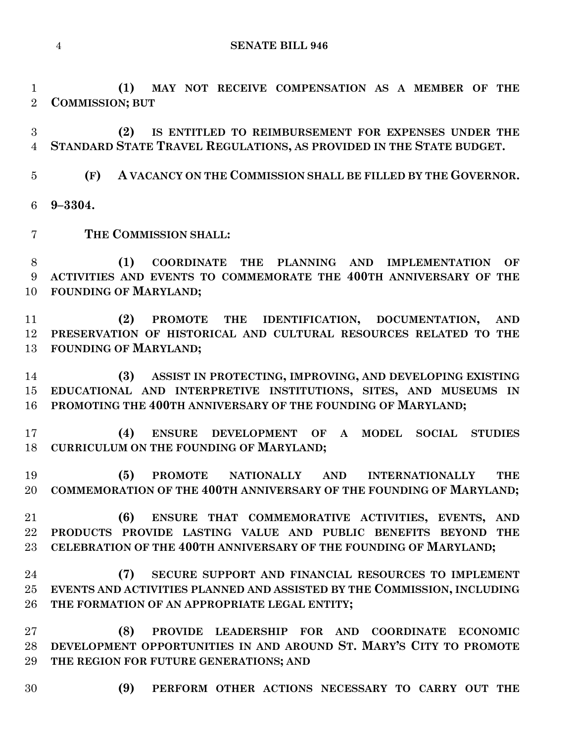**(1) MAY NOT RECEIVE COMPENSATION AS A MEMBER OF THE COMMISSION; BUT**

**(2) IS ENTITLED TO REIMBURSEMENT FOR EXPENSES UNDER THE STANDARD STATE TRAVEL REGULATIONS, AS PROVIDED IN THE STATE BUDGET.**

**(F) A VACANCY ON THE COMMISSION SHALL BE FILLED BY THE GOVERNOR.**

**9–3304.**

**THE COMMISSION SHALL:**

**(1) COORDINATE THE PLANNING AND IMPLEMENTATION OF ACTIVITIES AND EVENTS TO COMMEMORATE THE 400TH ANNIVERSARY OF THE FOUNDING OF MARYLAND;**

**(2) PROMOTE THE IDENTIFICATION, DOCUMENTATION, AND PRESERVATION OF HISTORICAL AND CULTURAL RESOURCES RELATED TO THE FOUNDING OF MARYLAND;**

**(3) ASSIST IN PROTECTING, IMPROVING, AND DEVELOPING EXISTING EDUCATIONAL AND INTERPRETIVE INSTITUTIONS, SITES, AND MUSEUMS IN PROMOTING THE 400TH ANNIVERSARY OF THE FOUNDING OF MARYLAND;**

**(4) ENSURE DEVELOPMENT OF A MODEL SOCIAL STUDIES CURRICULUM ON THE FOUNDING OF MARYLAND;**

**(5) PROMOTE NATIONALLY AND INTERNATIONALLY THE COMMEMORATION OF THE 400TH ANNIVERSARY OF THE FOUNDING OF MARYLAND;**

**(6) ENSURE THAT COMMEMORATIVE ACTIVITIES, EVENTS, AND PRODUCTS PROVIDE LASTING VALUE AND PUBLIC BENEFITS BEYOND THE CELEBRATION OF THE 400TH ANNIVERSARY OF THE FOUNDING OF MARYLAND;**

**(7) SECURE SUPPORT AND FINANCIAL RESOURCES TO IMPLEMENT EVENTS AND ACTIVITIES PLANNED AND ASSISTED BY THE COMMISSION, INCLUDING THE FORMATION OF AN APPROPRIATE LEGAL ENTITY;**

**(8) PROVIDE LEADERSHIP FOR AND COORDINATE ECONOMIC DEVELOPMENT OPPORTUNITIES IN AND AROUND ST. MARY'S CITY TO PROMOTE THE REGION FOR FUTURE GENERATIONS; AND**

**(9) PERFORM OTHER ACTIONS NECESSARY TO CARRY OUT THE**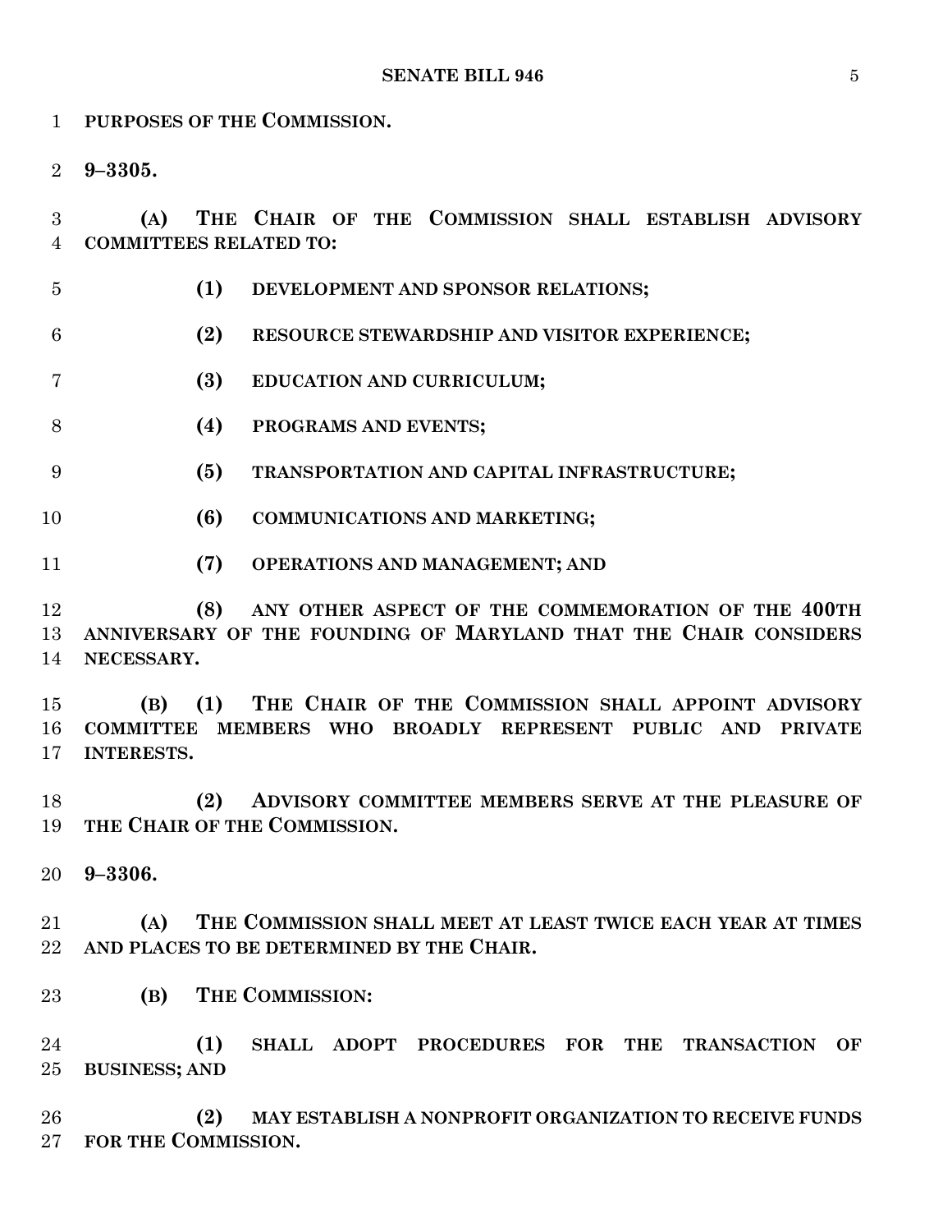**PURPOSES OF THE COMMISSION.**

**9–3305.**

**(A) THE CHAIR OF THE COMMISSION SHALL ESTABLISH ADVISORY COMMITTEES RELATED TO:**

**(1) DEVELOPMENT AND SPONSOR RELATIONS;**

**(2) RESOURCE STEWARDSHIP AND VISITOR EXPERIENCE;**

**(3) EDUCATION AND CURRICULUM;**

**(4) PROGRAMS AND EVENTS;**

**(5) TRANSPORTATION AND CAPITAL INFRASTRUCTURE;**

**(6) COMMUNICATIONS AND MARKETING;**

**(7) OPERATIONS AND MANAGEMENT; AND**

**(8) ANY OTHER ASPECT OF THE COMMEMORATION OF THE 400TH ANNIVERSARY OF THE FOUNDING OF MARYLAND THAT THE CHAIR CONSIDERS NECESSARY.**

**(B) (1) THE CHAIR OF THE COMMISSION SHALL APPOINT ADVISORY COMMITTEE MEMBERS WHO BROADLY REPRESENT PUBLIC AND PRIVATE INTERESTS.**

**(2) ADVISORY COMMITTEE MEMBERS SERVE AT THE PLEASURE OF THE CHAIR OF THE COMMISSION.**

**9–3306.**

**(A) THE COMMISSION SHALL MEET AT LEAST TWICE EACH YEAR AT TIMES AND PLACES TO BE DETERMINED BY THE CHAIR.**

**(B) THE COMMISSION:**

**(1) SHALL ADOPT PROCEDURES FOR THE TRANSACTION OF BUSINESS; AND**

**(2) MAY ESTABLISH A NONPROFIT ORGANIZATION TO RECEIVE FUNDS FOR THE COMMISSION.**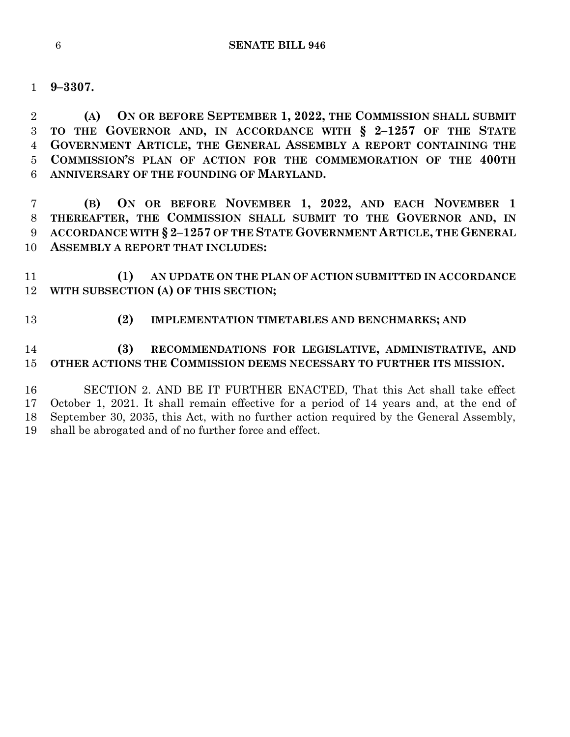**9–3307.**

**(A) ON OR BEFORE SEPTEMBER 1, 2022, THE COMMISSION SHALL SUBMIT TO THE GOVERNOR AND, IN ACCORDANCE WITH § 2–1257 OF THE STATE GOVERNMENT ARTICLE, THE GENERAL ASSEMBLY A REPORT CONTAINING THE COMMISSION'S PLAN OF ACTION FOR THE COMMEMORATION OF THE 400TH ANNIVERSARY OF THE FOUNDING OF MARYLAND.**

**(B) ON OR BEFORE NOVEMBER 1, 2022, AND EACH NOVEMBER 1 THEREAFTER, THE COMMISSION SHALL SUBMIT TO THE GOVERNOR AND, IN ACCORDANCE WITH § 2–1257 OF THE STATE GOVERNMENT ARTICLE, THE GENERAL ASSEMBLY A REPORT THAT INCLUDES:**

**(1) AN UPDATE ON THE PLAN OF ACTION SUBMITTED IN ACCORDANCE WITH SUBSECTION (A) OF THIS SECTION;**

**(2) IMPLEMENTATION TIMETABLES AND BENCHMARKS; AND**

**(3) RECOMMENDATIONS FOR LEGISLATIVE, ADMINISTRATIVE, AND OTHER ACTIONS THE COMMISSION DEEMS NECESSARY TO FURTHER ITS MISSION.**

SECTION 2. AND BE IT FURTHER ENACTED, That this Act shall take effect October 1, 2021. It shall remain effective for a period of 14 years and, at the end of September 30, 2035, this Act, with no further action required by the General Assembly, shall be abrogated and of no further force and effect.